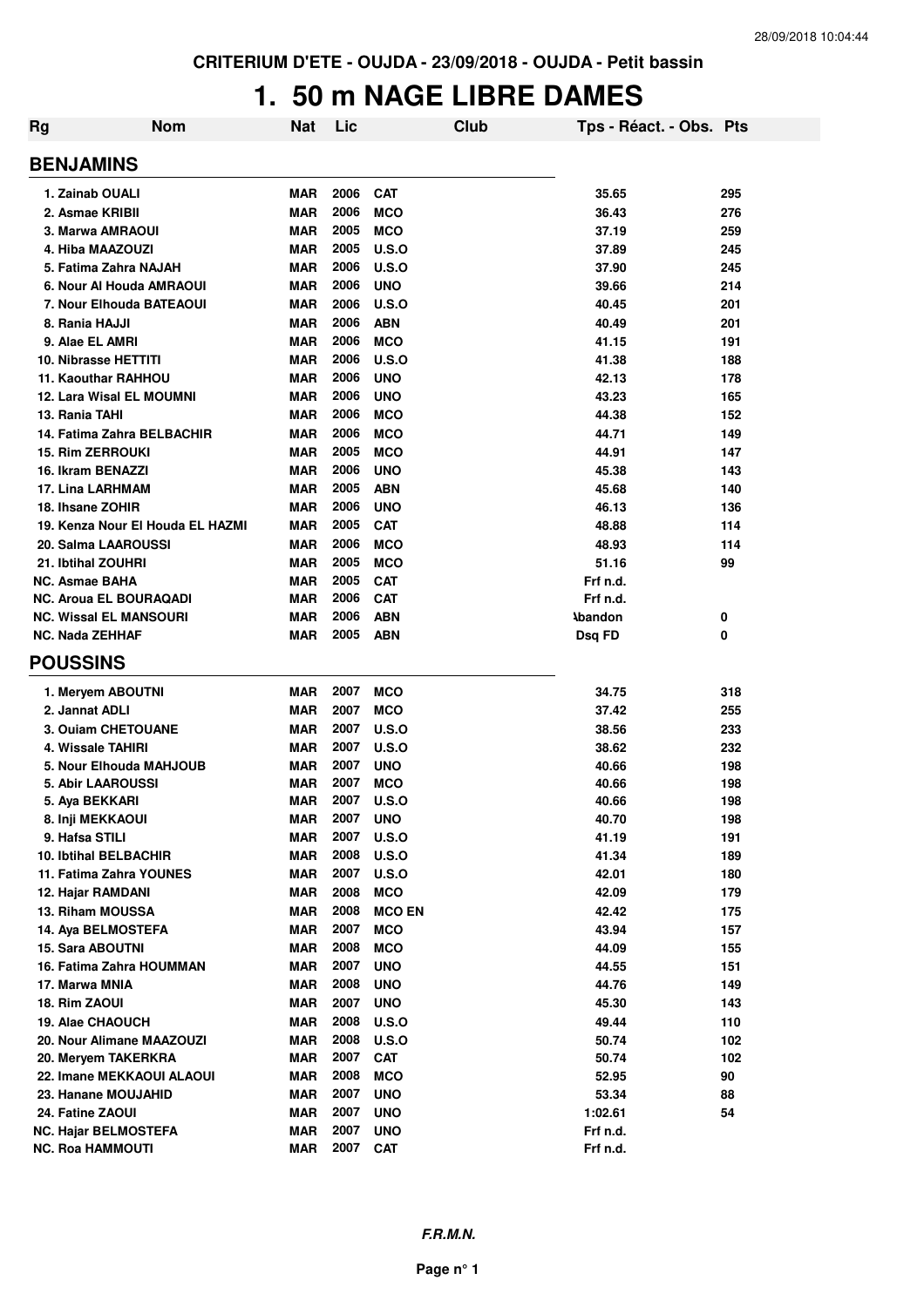CRITERIUM D'ETE - OUJDA - 23/09/2018 - OUJDA - Petit bassin

# 1. 50 m NAGE LIBRE DAMES

| Rg | Nom | Nat | Lic | Club | Tps - Réact. - Obs. | Pts |
|---|---|---|---|---|---|---|

## BENJAMINS

| Rg | Nom | Nat | Lic | Club | Tps - Réact. - Obs. | Pts |
|---|---|---|---|---|---|---|
| 1. | Zainab OUALI | MAR | 2006 | CAT | 35.65 | 295 |
| 2. | Asmae KRIBII | MAR | 2006 | MCO | 36.43 | 276 |
| 3. | Marwa AMRAOUI | MAR | 2005 | MCO | 37.19 | 259 |
| 4. | Hiba MAAZOUZI | MAR | 2005 | U.S.O | 37.89 | 245 |
| 5. | Fatima Zahra NAJAH | MAR | 2006 | U.S.O | 37.90 | 245 |
| 6. | Nour Al Houda AMRAOUI | MAR | 2006 | UNO | 39.66 | 214 |
| 7. | Nour Elhouda BATEAOUI | MAR | 2006 | U.S.O | 40.45 | 201 |
| 8. | Rania HAJJI | MAR | 2006 | ABN | 40.49 | 201 |
| 9. | Alae EL AMRI | MAR | 2006 | MCO | 41.15 | 191 |
| 10. | Nibrasse HETTITI | MAR | 2006 | U.S.O | 41.38 | 188 |
| 11. | Kaouthar RAHHOU | MAR | 2006 | UNO | 42.13 | 178 |
| 12. | Lara Wisal EL MOUMNI | MAR | 2006 | UNO | 43.23 | 165 |
| 13. | Rania TAHI | MAR | 2006 | MCO | 44.38 | 152 |
| 14. | Fatima Zahra BELBACHIR | MAR | 2006 | MCO | 44.71 | 149 |
| 15. | Rim ZERROUKI | MAR | 2005 | MCO | 44.91 | 147 |
| 16. | Ikram BENAZZI | MAR | 2006 | UNO | 45.38 | 143 |
| 17. | Lina LARHMAM | MAR | 2005 | ABN | 45.68 | 140 |
| 18. | Ihsane ZOHIR | MAR | 2006 | UNO | 46.13 | 136 |
| 19. | Kenza Nour El Houda EL HAZMI | MAR | 2005 | CAT | 48.88 | 114 |
| 20. | Salma LAAROUSSI | MAR | 2006 | MCO | 48.93 | 114 |
| 21. | Ibtihal ZOUHRI | MAR | 2005 | MCO | 51.16 | 99 |
| NC. | Asmae BAHA | MAR | 2005 | CAT | Frf n.d. | |
| NC. | Aroua EL BOURAQADI | MAR | 2006 | CAT | Frf n.d. | |
| NC. | Wissal EL MANSOURI | MAR | 2006 | ABN | Abandon | 0 |
| NC. | Nada ZEHHAF | MAR | 2005 | ABN | Dsq FD | 0 |

## POUSSINS

| Rg | Nom | Nat | Lic | Club | Tps - Réact. - Obs. | Pts |
|---|---|---|---|---|---|---|
| 1. | Meryem ABOUTNI | MAR | 2007 | MCO | 34.75 | 318 |
| 2. | Jannat ADLI | MAR | 2007 | MCO | 37.42 | 255 |
| 3. | Ouiam CHETOUANE | MAR | 2007 | U.S.O | 38.56 | 233 |
| 4. | Wissale TAHIRI | MAR | 2007 | U.S.O | 38.62 | 232 |
| 5. | Nour Elhouda MAHJOUB | MAR | 2007 | UNO | 40.66 | 198 |
| 5. | Abir LAAROUSSI | MAR | 2007 | MCO | 40.66 | 198 |
| 5. | Aya BEKKARI | MAR | 2007 | U.S.O | 40.66 | 198 |
| 8. | Inji MEKKAOUI | MAR | 2007 | UNO | 40.70 | 198 |
| 9. | Hafsa STILI | MAR | 2007 | U.S.O | 41.19 | 191 |
| 10. | Ibtihal BELBACHIR | MAR | 2008 | U.S.O | 41.34 | 189 |
| 11. | Fatima Zahra YOUNES | MAR | 2007 | U.S.O | 42.01 | 180 |
| 12. | Hajar RAMDANI | MAR | 2008 | MCO | 42.09 | 179 |
| 13. | Riham MOUSSA | MAR | 2008 | MCO EN | 42.42 | 175 |
| 14. | Aya BELMOSTEFA | MAR | 2007 | MCO | 43.94 | 157 |
| 15. | Sara ABOUTNI | MAR | 2008 | MCO | 44.09 | 155 |
| 16. | Fatima Zahra HOUMMAN | MAR | 2007 | UNO | 44.55 | 151 |
| 17. | Marwa MNIA | MAR | 2008 | UNO | 44.76 | 149 |
| 18. | Rim ZAOUI | MAR | 2007 | UNO | 45.30 | 143 |
| 19. | Alae CHAOUCH | MAR | 2008 | U.S.O | 49.44 | 110 |
| 20. | Nour Alimane MAAZOUZI | MAR | 2008 | U.S.O | 50.74 | 102 |
| 20. | Meryem TAKERKRA | MAR | 2007 | CAT | 50.74 | 102 |
| 22. | Imane MEKKAOUI ALAOUI | MAR | 2008 | MCO | 52.95 | 90 |
| 23. | Hanane MOUJAHID | MAR | 2007 | UNO | 53.34 | 88 |
| 24. | Fatine ZAOUI | MAR | 2007 | UNO | 1:02.61 | 54 |
| NC. | Hajar BELMOSTEFA | MAR | 2007 | UNO | Frf n.d. | |
| NC. | Roa HAMMOUTI | MAR | 2007 | CAT | Frf n.d. | |

*F.R.M.N.*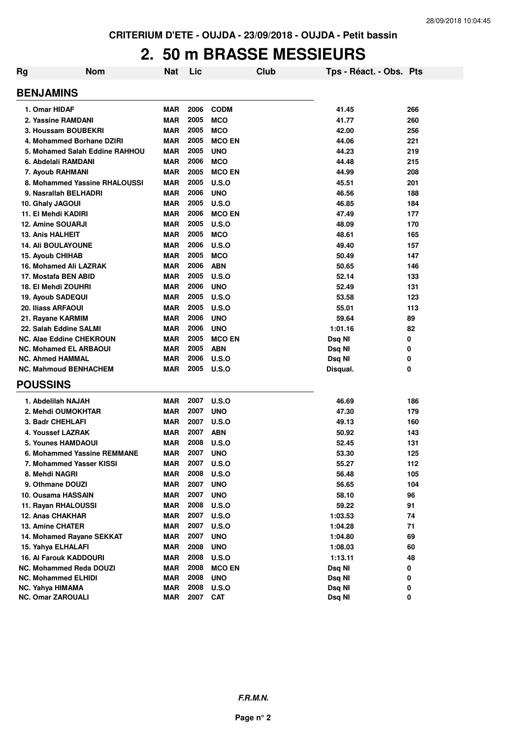**CRITERIUM D'ETE - OUJDA - 23/09/2018 - OUJDA - Petit bassin**

# 2. 50 m BRASSE MESSIEURS

| Rg | Nom | Nat | Lic | Club | Tps - Réact. - Obs. | Pts |
|---|---|---|---|---|---|---|
| **BENJAMINS** | | | | | | |
| 1. | Omar HIDAF | MAR | 2006 | CODM | 41.45 | 266 |
| 2. | Yassine RAMDANI | MAR | 2005 | MCO | 41.77 | 260 |
| 3. | Houssam BOUBEKRI | MAR | 2005 | MCO | 42.00 | 256 |
| 4. | Mohammed Borhane DZIRI | MAR | 2005 | MCO EN | 44.06 | 221 |
| 5. | Mohamed Salah Eddine RAHHOU | MAR | 2005 | UNO | 44.23 | 219 |
| 6. | Abdelali RAMDANI | MAR | 2006 | MCO | 44.48 | 215 |
| 7. | Ayoub RAHMANI | MAR | 2005 | MCO EN | 44.99 | 208 |
| 8. | Mohammed Yassine RHALOUSSI | MAR | 2005 | U.S.O | 45.51 | 201 |
| 9. | Nasrallah BELHADRI | MAR | 2006 | UNO | 46.56 | 188 |
| 10. | Ghaly JAGOUI | MAR | 2005 | U.S.O | 46.85 | 184 |
| 11. | El Mehdi KADIRI | MAR | 2006 | MCO EN | 47.49 | 177 |
| 12. | Amine SOUARJI | MAR | 2005 | U.S.O | 48.09 | 170 |
| 13. | Anis HALHEIT | MAR | 2005 | MCO | 48.61 | 165 |
| 14. | Ali BOULAYOUNE | MAR | 2006 | U.S.O | 49.40 | 157 |
| 15. | Ayoub CHIHAB | MAR | 2005 | MCO | 50.49 | 147 |
| 16. | Mohamed Ali LAZRAK | MAR | 2006 | ABN | 50.65 | 146 |
| 17. | Mostafa BEN ABID | MAR | 2005 | U.S.O | 52.14 | 133 |
| 18. | El Mehdi ZOUHRI | MAR | 2006 | UNO | 52.49 | 131 |
| 19. | Ayoub SADEQUI | MAR | 2005 | U.S.O | 53.58 | 123 |
| 20. | Iliass ARFAOUI | MAR | 2005 | U.S.O | 55.01 | 113 |
| 21. | Rayane KARMIM | MAR | 2006 | UNO | 59.64 | 89 |
| 22. | Salah Eddine SALMI | MAR | 2006 | UNO | 1:01.16 | 82 |
| NC. | Alae Eddine CHEKROUN | MAR | 2005 | MCO EN | Dsq NI | 0 |
| NC. | Mohamed EL ARBAOUI | MAR | 2005 | ABN | Dsq NI | 0 |
| NC. | Ahmed HAMMAL | MAR | 2006 | U.S.O | Dsq NI | 0 |
| NC. | Mahmoud BENHACHEM | MAR | 2005 | U.S.O | Disqual. | 0 |
| **POUSSINS** | | | | | | |
| 1. | Abdelilah NAJAH | MAR | 2007 | U.S.O | 46.69 | 186 |
| 2. | Mehdi OUMOKHTAR | MAR | 2007 | UNO | 47.30 | 179 |
| 3. | Badr CHEHLAFI | MAR | 2007 | U.S.O | 49.13 | 160 |
| 4. | Youssef LAZRAK | MAR | 2007 | ABN | 50.92 | 143 |
| 5. | Younes HAMDAOUI | MAR | 2008 | U.S.O | 52.45 | 131 |
| 6. | Mohammed Yassine REMMANE | MAR | 2007 | UNO | 53.30 | 125 |
| 7. | Mohammed Yasser KISSI | MAR | 2007 | U.S.O | 55.27 | 112 |
| 8. | Mehdi NAGRI | MAR | 2008 | U.S.O | 56.48 | 105 |
| 9. | Othmane DOUZI | MAR | 2007 | UNO | 56.65 | 104 |
| 10. | Ousama HASSAIN | MAR | 2007 | UNO | 58.10 | 96 |
| 11. | Rayan RHALOUSSI | MAR | 2008 | U.S.O | 59.22 | 91 |
| 12. | Anas CHAKHAR | MAR | 2007 | U.S.O | 1:03.53 | 74 |
| 13. | Amine CHATER | MAR | 2007 | U.S.O | 1:04.28 | 71 |
| 14. | Mohamed Rayane SEKKAT | MAR | 2007 | UNO | 1:04.80 | 69 |
| 15. | Yahya ELHALAFI | MAR | 2008 | UNO | 1:08.03 | 60 |
| 16. | Al Farouk KADDOURI | MAR | 2008 | U.S.O | 1:13.11 | 48 |
| NC. | Mohammed Reda DOUZI | MAR | 2008 | MCO EN | Dsq NI | 0 |
| NC. | Mohammed ELHIDI | MAR | 2008 | UNO | Dsq NI | 0 |
| NC. | Yahya HIMAMA | MAR | 2008 | U.S.O | Dsq NI | 0 |
| NC. | Omar ZAROUALI | MAR | 2007 | CAT | Dsq NI | 0 |

***F.R.M.N.***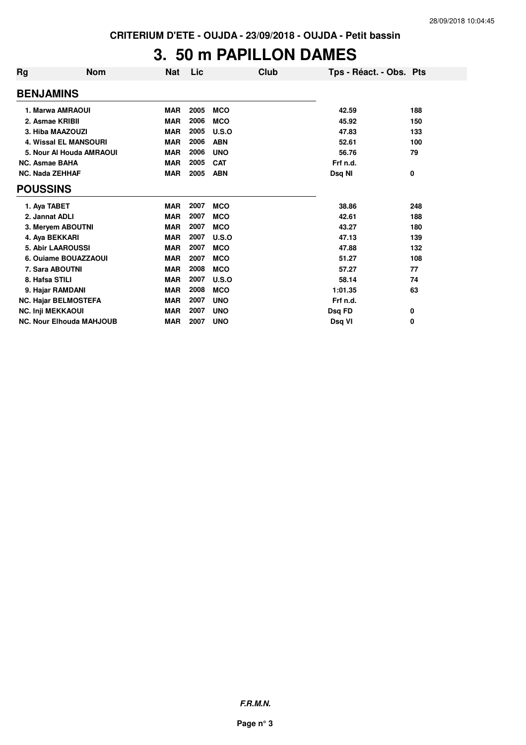CRITERIUM D'ETE - OUJDA - 23/09/2018 - OUJDA - Petit bassin

# 3. 50 m PAPILLON DAMES

| Rg | Nom | Nat | Lic | Club | Tps - Réact. - Obs. | Pts |
|---|---|---|---|---|---|---|
| **BENJAMINS** | | | | | | |
| 1. | Marwa AMRAOUI | MAR | 2005 | MCO | 42.59 | 188 |
| 2. | Asmae KRIBII | MAR | 2006 | MCO | 45.92 | 150 |
| 3. | Hiba MAAZOUZI | MAR | 2005 | U.S.O | 47.83 | 133 |
| 4. | Wissal EL MANSOURI | MAR | 2006 | ABN | 52.61 | 100 |
| 5. | Nour Al Houda AMRAOUI | MAR | 2006 | UNO | 56.76 | 79 |
| NC. | Asmae BAHA | MAR | 2005 | CAT | Frf n.d. | |
| NC. | Nada ZEHHAF | MAR | 2005 | ABN | Dsq NI | 0 |
| **POUSSINS** | | | | | | |
| 1. | Aya TABET | MAR | 2007 | MCO | 38.86 | 248 |
| 2. | Jannat ADLI | MAR | 2007 | MCO | 42.61 | 188 |
| 3. | Meryem ABOUTNI | MAR | 2007 | MCO | 43.27 | 180 |
| 4. | Aya BEKKARI | MAR | 2007 | U.S.O | 47.13 | 139 |
| 5. | Abir LAAROUSSI | MAR | 2007 | MCO | 47.88 | 132 |
| 6. | Ouiame BOUAZZAOUI | MAR | 2007 | MCO | 51.27 | 108 |
| 7. | Sara ABOUTNI | MAR | 2008 | MCO | 57.27 | 77 |
| 8. | Hafsa STILI | MAR | 2007 | U.S.O | 58.14 | 74 |
| 9. | Hajar RAMDANI | MAR | 2008 | MCO | 1:01.35 | 63 |
| NC. | Hajar BELMOSTEFA | MAR | 2007 | UNO | Frf n.d. | |
| NC. | Inji MEKKAOUI | MAR | 2007 | UNO | Dsq FD | 0 |
| NC. | Nour Elhouda MAHJOUB | MAR | 2007 | UNO | Dsq VI | 0 |

*F.R.M.N.*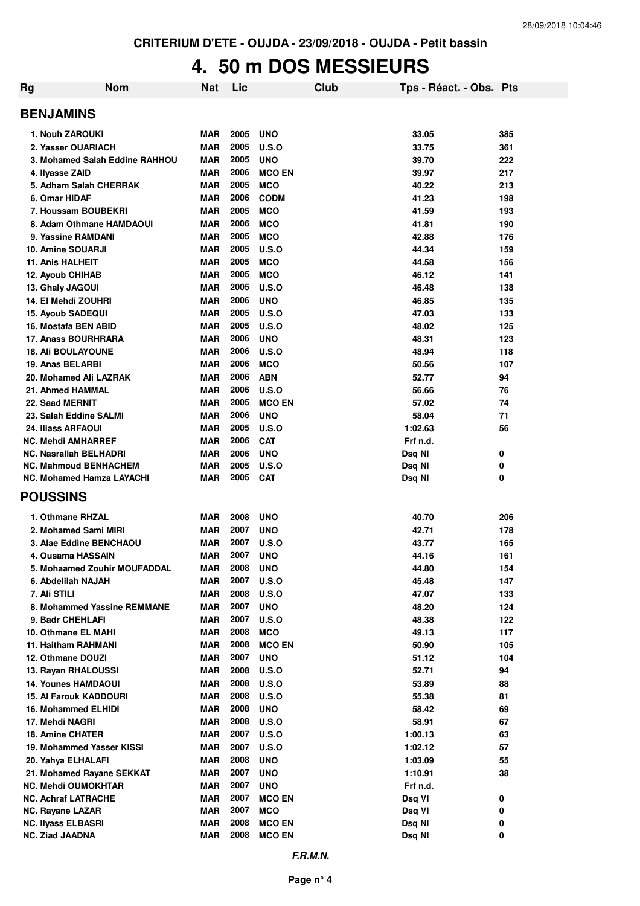CRITERIUM D'ETE - OUJDA - 23/09/2018 - OUJDA - Petit bassin

# 4. 50 m DOS MESSIEURS

| Rg | Nom | Nat | Lic | Club | Tps - Réact. - Obs. | Pts |
|---|---|---|---|---|---|---|
| **BENJAMINS** | | | | | | |
| 1. | Nouh ZAROUKI | MAR | 2005 | UNO | 33.05 | 385 |
| 2. | Yasser OUARIACH | MAR | 2005 | U.S.O | 33.75 | 361 |
| 3. | Mohamed Salah Eddine RAHHOU | MAR | 2005 | UNO | 39.70 | 222 |
| 4. | Ilyasse ZAID | MAR | 2006 | MCO EN | 39.97 | 217 |
| 5. | Adham Salah CHERRAK | MAR | 2005 | MCO | 40.22 | 213 |
| 6. | Omar HIDAF | MAR | 2006 | CODM | 41.23 | 198 |
| 7. | Houssam BOUBEKRI | MAR | 2005 | MCO | 41.59 | 193 |
| 8. | Adam Othmane HAMDAOUI | MAR | 2006 | MCO | 41.81 | 190 |
| 9. | Yassine RAMDANI | MAR | 2005 | MCO | 42.88 | 176 |
| 10. | Amine SOUARJI | MAR | 2005 | U.S.O | 44.34 | 159 |
| 11. | Anis HALHEIT | MAR | 2005 | MCO | 44.58 | 156 |
| 12. | Ayoub CHIHAB | MAR | 2005 | MCO | 46.12 | 141 |
| 13. | Ghaly JAGOUI | MAR | 2005 | U.S.O | 46.48 | 138 |
| 14. | El Mehdi ZOUHRI | MAR | 2006 | UNO | 46.85 | 135 |
| 15. | Ayoub SADEQUI | MAR | 2005 | U.S.O | 47.03 | 133 |
| 16. | Mostafa BEN ABID | MAR | 2005 | U.S.O | 48.02 | 125 |
| 17. | Anass BOURHRARA | MAR | 2006 | UNO | 48.31 | 123 |
| 18. | Ali BOULAYOUNE | MAR | 2006 | U.S.O | 48.94 | 118 |
| 19. | Anas BELARBI | MAR | 2006 | MCO | 50.56 | 107 |
| 20. | Mohamed Ali LAZRAK | MAR | 2006 | ABN | 52.77 | 94 |
| 21. | Ahmed HAMMAL | MAR | 2006 | U.S.O | 56.66 | 76 |
| 22. | Saad MERNIT | MAR | 2005 | MCO EN | 57.02 | 74 |
| 23. | Salah Eddine SALMI | MAR | 2006 | UNO | 58.04 | 71 |
| 24. | Iliass ARFAOUI | MAR | 2005 | U.S.O | 1:02.63 | 56 |
| NC. | Mehdi AMHARREF | MAR | 2006 | CAT | Frf n.d. | |
| NC. | Nasrallah BELHADRI | MAR | 2006 | UNO | Dsq NI | 0 |
| NC. | Mahmoud BENHACHEM | MAR | 2005 | U.S.O | Dsq NI | 0 |
| NC. | Mohamed Hamza LAYACHI | MAR | 2005 | CAT | Dsq NI | 0 |
| **POUSSINS** | | | | | | |
| 1. | Othmane RHZAL | MAR | 2008 | UNO | 40.70 | 206 |
| 2. | Mohamed Sami MIRI | MAR | 2007 | UNO | 42.71 | 178 |
| 3. | Alae Eddine BENCHAOU | MAR | 2007 | U.S.O | 43.77 | 165 |
| 4. | Ousama HASSAIN | MAR | 2007 | UNO | 44.16 | 161 |
| 5. | Mohaamed Zouhir MOUFADDAL | MAR | 2008 | UNO | 44.80 | 154 |
| 6. | Abdelilah NAJAH | MAR | 2007 | U.S.O | 45.48 | 147 |
| 7. | Ali STILI | MAR | 2008 | U.S.O | 47.07 | 133 |
| 8. | Mohammed Yassine REMMANE | MAR | 2007 | UNO | 48.20 | 124 |
| 9. | Badr CHEHLAFI | MAR | 2007 | U.S.O | 48.38 | 122 |
| 10. | Othmane EL MAHI | MAR | 2008 | MCO | 49.13 | 117 |
| 11. | Haitham RAHMANI | MAR | 2008 | MCO EN | 50.90 | 105 |
| 12. | Othmane DOUZI | MAR | 2007 | UNO | 51.12 | 104 |
| 13. | Rayan RHALOUSSI | MAR | 2008 | U.S.O | 52.71 | 94 |
| 14. | Younes HAMDAOUI | MAR | 2008 | U.S.O | 53.89 | 88 |
| 15. | Al Farouk KADDOURI | MAR | 2008 | U.S.O | 55.38 | 81 |
| 16. | Mohammed ELHIDI | MAR | 2008 | UNO | 58.42 | 69 |
| 17. | Mehdi NAGRI | MAR | 2008 | U.S.O | 58.91 | 67 |
| 18. | Amine CHATER | MAR | 2007 | U.S.O | 1:00.13 | 63 |
| 19. | Mohammed Yasser KISSI | MAR | 2007 | U.S.O | 1:02.12 | 57 |
| 20. | Yahya ELHALAFI | MAR | 2008 | UNO | 1:03.09 | 55 |
| 21. | Mohamed Rayane SEKKAT | MAR | 2007 | UNO | 1:10.91 | 38 |
| NC. | Mehdi OUMOKHTAR | MAR | 2007 | UNO | Frf n.d. | |
| NC. | Achraf LATRACHE | MAR | 2007 | MCO EN | Dsq VI | 0 |
| NC. | Rayane LAZAR | MAR | 2007 | MCO | Dsq VI | 0 |
| NC. | Ilyass ELBASRI | MAR | 2008 | MCO EN | Dsq NI | 0 |
| NC. | Ziad JAADNA | MAR | 2008 | MCO EN | Dsq NI | 0 |

*F.R.M.N.*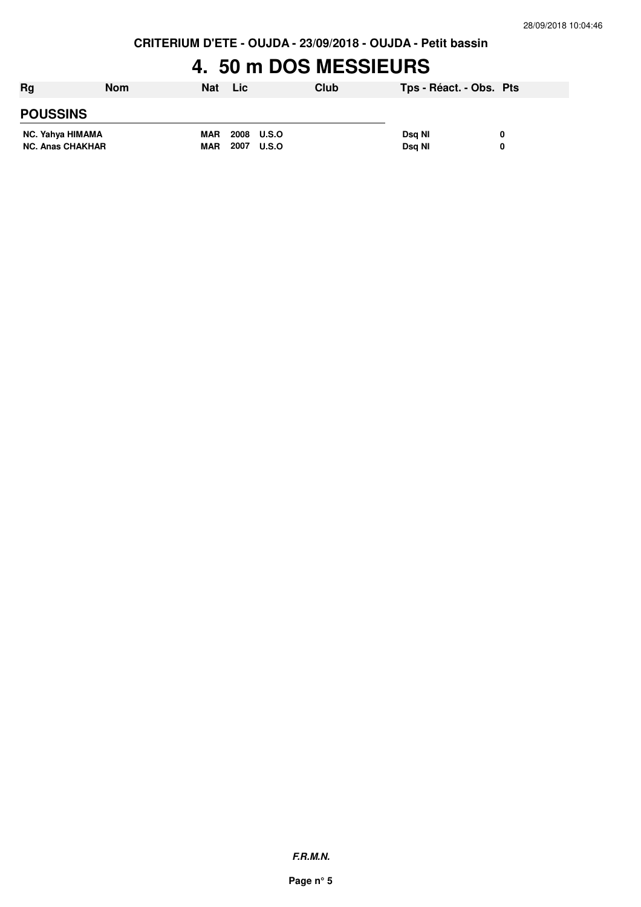CRITERIUM D'ETE - OUJDA - 23/09/2018 - OUJDA - Petit bassin

# 4. 50 m DOS MESSIEURS

| Rg | Nom | Nat | Lic | Club | Tps - Réact. - Obs. | Pts |
|---|---|---|---|---|---|---|
| **POUSSINS** | | | | | | |
| NC. | Yahya HIMAMA | MAR | 2008 | U.S.O | Dsq NI | 0 |
| NC. | Anas CHAKHAR | MAR | 2007 | U.S.O | Dsq NI | 0 |

*F.R.M.N.*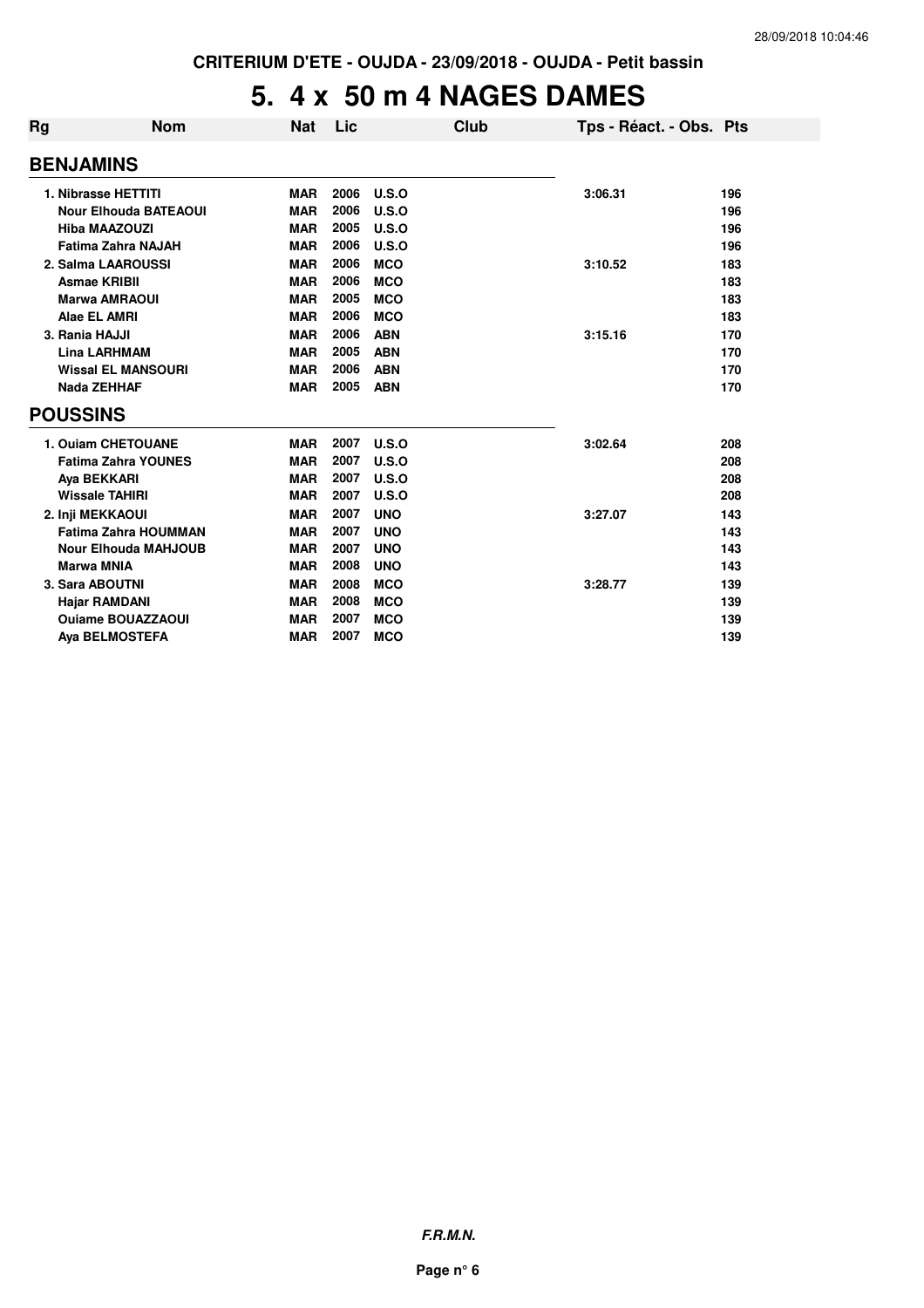CRITERIUM D'ETE - OUJDA - 23/09/2018 - OUJDA - Petit bassin

# 5. 4 x 50 m 4 NAGES DAMES

| Rg | Nom | Nat | Lic | Club | Tps - Réact. - Obs. | Pts |
|---|---|---|---|---|---|---|
| **BENJAMINS** | | | | | | |
| 1. | Nibrasse HETTITI | MAR | 2006 | U.S.O | 3:06.31 | 196 |
| | Nour Elhouda BATEAOUI | MAR | 2006 | U.S.O | | 196 |
| | Hiba MAAZOUZI | MAR | 2005 | U.S.O | | 196 |
| | Fatima Zahra NAJAH | MAR | 2006 | U.S.O | | 196 |
| 2. | Salma LAAROUSSI | MAR | 2006 | MCO | 3:10.52 | 183 |
| | Asmae KRIBII | MAR | 2006 | MCO | | 183 |
| | Marwa AMRAOUI | MAR | 2005 | MCO | | 183 |
| | Alae EL AMRI | MAR | 2006 | MCO | | 183 |
| 3. | Rania HAJJI | MAR | 2006 | ABN | 3:15.16 | 170 |
| | Lina LARHMAM | MAR | 2005 | ABN | | 170 |
| | Wissal EL MANSOURI | MAR | 2006 | ABN | | 170 |
| | Nada ZEHHAF | MAR | 2005 | ABN | | 170 |
| **POUSSINS** | | | | | | |
| 1. | Ouiam CHETOUANE | MAR | 2007 | U.S.O | 3:02.64 | 208 |
| | Fatima Zahra YOUNES | MAR | 2007 | U.S.O | | 208 |
| | Aya BEKKARI | MAR | 2007 | U.S.O | | 208 |
| | Wissale TAHIRI | MAR | 2007 | U.S.O | | 208 |
| 2. | Inji MEKKAOUI | MAR | 2007 | UNO | 3:27.07 | 143 |
| | Fatima Zahra HOUMMAN | MAR | 2007 | UNO | | 143 |
| | Nour Elhouda MAHJOUB | MAR | 2007 | UNO | | 143 |
| | Marwa MNIA | MAR | 2008 | UNO | | 143 |
| 3. | Sara ABOUTNI | MAR | 2008 | MCO | 3:28.77 | 139 |
| | Hajar RAMDANI | MAR | 2008 | MCO | | 139 |
| | Ouiame BOUAZZAOUI | MAR | 2007 | MCO | | 139 |
| | Aya BELMOSTEFA | MAR | 2007 | MCO | | 139 |

*F.R.M.N.*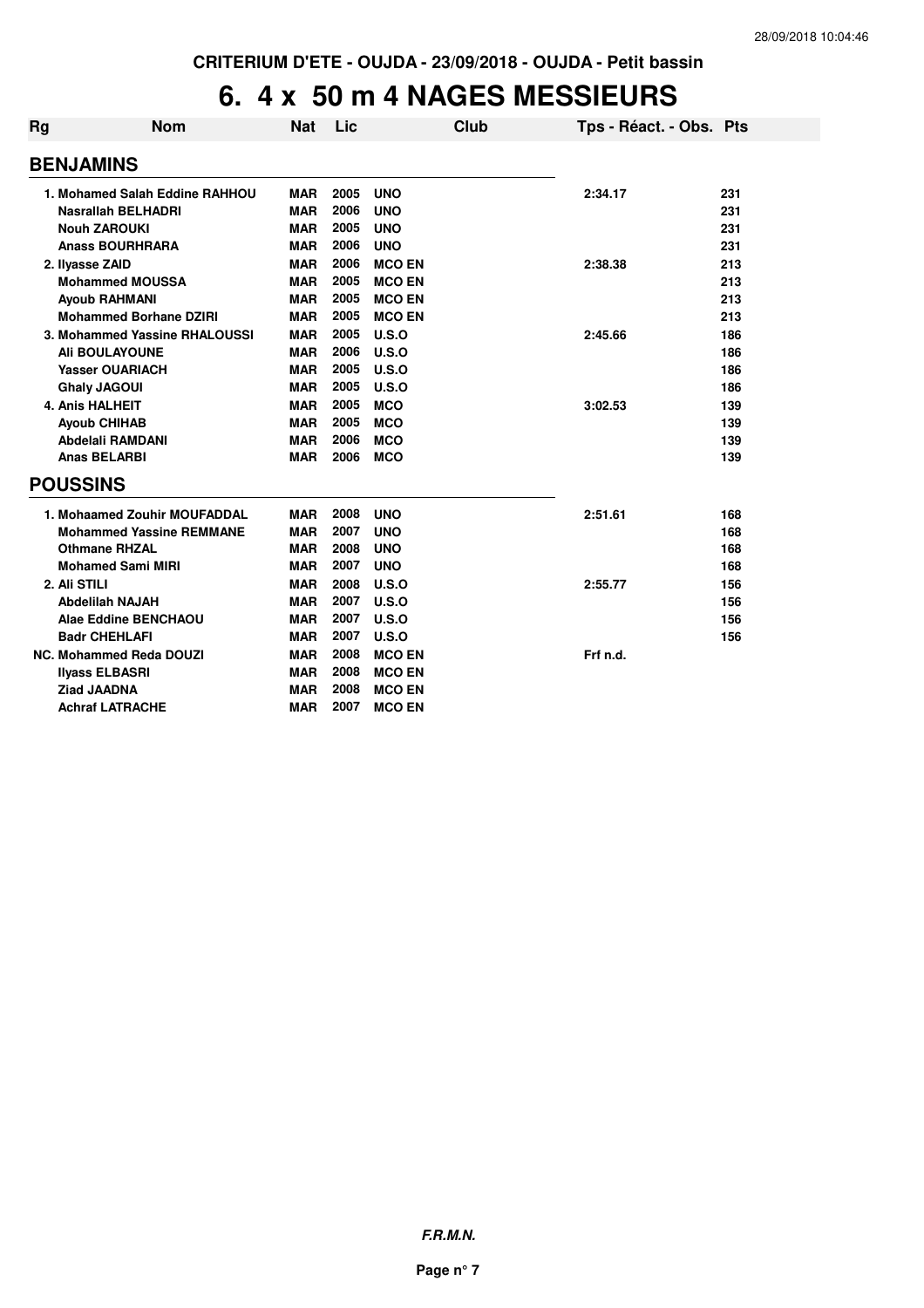CRITERIUM D'ETE - OUJDA - 23/09/2018 - OUJDA - Petit bassin

# 6. 4 x 50 m 4 NAGES MESSIEURS

| Rg | Nom | Nat | Lic | Club | Tps - Réact. - Obs. | Pts |
|---|---|---|---|---|---|---|
| **BENJAMINS** | | | | | | |
| 1. | **Mohamed Salah Eddine RAHHOU** | **MAR** | **2005** | **UNO** | **2:34.17** | **231** |
| | **Nasrallah BELHADRI** | **MAR** | **2006** | **UNO** | | **231** |
| | **Nouh ZAROUKI** | **MAR** | **2005** | **UNO** | | **231** |
| | **Anass BOURHRARA** | **MAR** | **2006** | **UNO** | | **231** |
| 2. | **Ilyasse ZAID** | **MAR** | **2006** | **MCO EN** | **2:38.38** | **213** |
| | **Mohammed MOUSSA** | **MAR** | **2005** | **MCO EN** | | **213** |
| | **Ayoub RAHMANI** | **MAR** | **2005** | **MCO EN** | | **213** |
| | **Mohammed Borhane DZIRI** | **MAR** | **2005** | **MCO EN** | | **213** |
| 3. | **Mohammed Yassine RHALOUSSI** | **MAR** | **2005** | **U.S.O** | **2:45.66** | **186** |
| | **Ali BOULAYOUNE** | **MAR** | **2006** | **U.S.O** | | **186** |
| | **Yasser OUARIACH** | **MAR** | **2005** | **U.S.O** | | **186** |
| | **Ghaly JAGOUI** | **MAR** | **2005** | **U.S.O** | | **186** |
| 4. | **Anis HALHEIT** | **MAR** | **2005** | **MCO** | **3:02.53** | **139** |
| | **Ayoub CHIHAB** | **MAR** | **2005** | **MCO** | | **139** |
| | **Abdelali RAMDANI** | **MAR** | **2006** | **MCO** | | **139** |
| | **Anas BELARBI** | **MAR** | **2006** | **MCO** | | **139** |
| **POUSSINS** | | | | | | |
| 1. | **Mohaamed Zouhir MOUFADDAL** | **MAR** | **2008** | **UNO** | **2:51.61** | **168** |
| | **Mohammed Yassine REMMANE** | **MAR** | **2007** | **UNO** | | **168** |
| | **Othmane RHZAL** | **MAR** | **2008** | **UNO** | | **168** |
| | **Mohamed Sami MIRI** | **MAR** | **2007** | **UNO** | | **168** |
| 2. | **Ali STILI** | **MAR** | **2008** | **U.S.O** | **2:55.77** | **156** |
| | **Abdelilah NAJAH** | **MAR** | **2007** | **U.S.O** | | **156** |
| | **Alae Eddine BENCHAOU** | **MAR** | **2007** | **U.S.O** | | **156** |
| | **Badr CHEHLAFI** | **MAR** | **2007** | **U.S.O** | | **156** |
| NC. | **Mohammed Reda DOUZI** | **MAR** | **2008** | **MCO EN** | **Frf n.d.** | |
| | **Ilyass ELBASRI** | **MAR** | **2008** | **MCO EN** | | |
| | **Ziad JAADNA** | **MAR** | **2008** | **MCO EN** | | |
| | **Achraf LATRACHE** | **MAR** | **2007** | **MCO EN** | | |

***F.R.M.N.***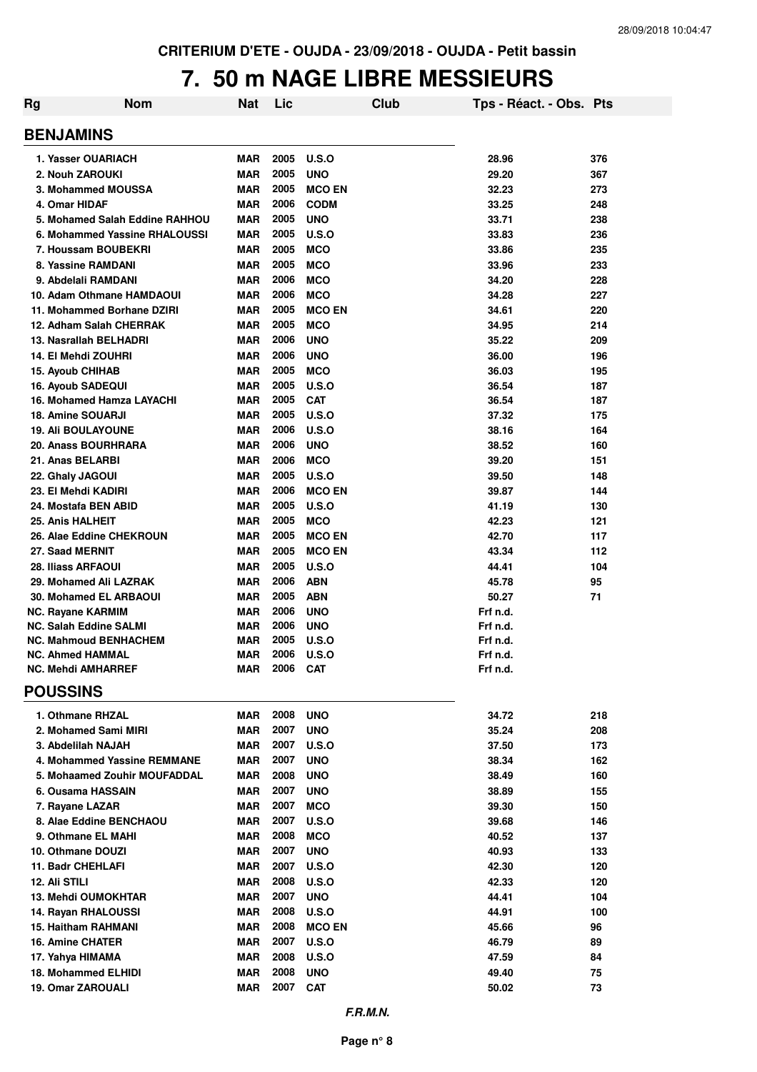CRITERIUM D'ETE - OUJDA - 23/09/2018 - OUJDA - Petit bassin

# 7. 50 m NAGE LIBRE MESSIEURS

| Rg | Nom | Nat | Lic | Club | Tps - Réact. - Obs. | Pts |
|---|---|---|---|---|---|---|
| **BENJAMINS** | | | | | | |
| 1. Yasser OUARIACH | | MAR | 2005 | U.S.O | 28.96 | 376 |
| 2. Nouh ZAROUKI | | MAR | 2005 | UNO | 29.20 | 367 |
| 3. Mohammed MOUSSA | | MAR | 2005 | MCO EN | 32.23 | 273 |
| 4. Omar HIDAF | | MAR | 2006 | CODM | 33.25 | 248 |
| 5. Mohamed Salah Eddine RAHHOU | | MAR | 2005 | UNO | 33.71 | 238 |
| 6. Mohammed Yassine RHALOUSSI | | MAR | 2005 | U.S.O | 33.83 | 236 |
| 7. Houssam BOUBEKRI | | MAR | 2005 | MCO | 33.86 | 235 |
| 8. Yassine RAMDANI | | MAR | 2005 | MCO | 33.96 | 233 |
| 9. Abdelali RAMDANI | | MAR | 2006 | MCO | 34.20 | 228 |
| 10. Adam Othmane HAMDAOUI | | MAR | 2006 | MCO | 34.28 | 227 |
| 11. Mohammed Borhane DZIRI | | MAR | 2005 | MCO EN | 34.61 | 220 |
| 12. Adham Salah CHERRAK | | MAR | 2005 | MCO | 34.95 | 214 |
| 13. Nasrallah BELHADRI | | MAR | 2006 | UNO | 35.22 | 209 |
| 14. El Mehdi ZOUHRI | | MAR | 2006 | UNO | 36.00 | 196 |
| 15. Ayoub CHIHAB | | MAR | 2005 | MCO | 36.03 | 195 |
| 16. Ayoub SADEQUI | | MAR | 2005 | U.S.O | 36.54 | 187 |
| 16. Mohamed Hamza LAYACHI | | MAR | 2005 | CAT | 36.54 | 187 |
| 18. Amine SOUARJI | | MAR | 2005 | U.S.O | 37.32 | 175 |
| 19. Ali BOULAYOUNE | | MAR | 2006 | U.S.O | 38.16 | 164 |
| 20. Anass BOURHRARA | | MAR | 2006 | UNO | 38.52 | 160 |
| 21. Anas BELARBI | | MAR | 2006 | MCO | 39.20 | 151 |
| 22. Ghaly JAGOUI | | MAR | 2005 | U.S.O | 39.50 | 148 |
| 23. El Mehdi KADIRI | | MAR | 2006 | MCO EN | 39.87 | 144 |
| 24. Mostafa BEN ABID | | MAR | 2005 | U.S.O | 41.19 | 130 |
| 25. Anis HALHEIT | | MAR | 2005 | MCO | 42.23 | 121 |
| 26. Alae Eddine CHEKROUN | | MAR | 2005 | MCO EN | 42.70 | 117 |
| 27. Saad MERNIT | | MAR | 2005 | MCO EN | 43.34 | 112 |
| 28. Iliass ARFAOUI | | MAR | 2005 | U.S.O | 44.41 | 104 |
| 29. Mohamed Ali LAZRAK | | MAR | 2006 | ABN | 45.78 | 95 |
| 30. Mohamed EL ARBAOUI | | MAR | 2005 | ABN | 50.27 | 71 |
| NC. Rayane KARMIM | | MAR | 2006 | UNO | Frf n.d. | |
| NC. Salah Eddine SALMI | | MAR | 2006 | UNO | Frf n.d. | |
| NC. Mahmoud BENHACHEM | | MAR | 2005 | U.S.O | Frf n.d. | |
| NC. Ahmed HAMMAL | | MAR | 2006 | U.S.O | Frf n.d. | |
| NC. Mehdi AMHARREF | | MAR | 2006 | CAT | Frf n.d. | |
| **POUSSINS** | | | | | | |
| 1. Othmane RHZAL | | MAR | 2008 | UNO | 34.72 | 218 |
| 2. Mohamed Sami MIRI | | MAR | 2007 | UNO | 35.24 | 208 |
| 3. Abdelilah NAJAH | | MAR | 2007 | U.S.O | 37.50 | 173 |
| 4. Mohammed Yassine REMMANE | | MAR | 2007 | UNO | 38.34 | 162 |
| 5. Mohaamed Zouhir MOUFADDAL | | MAR | 2008 | UNO | 38.49 | 160 |
| 6. Ousama HASSAIN | | MAR | 2007 | UNO | 38.89 | 155 |
| 7. Rayane LAZAR | | MAR | 2007 | MCO | 39.30 | 150 |
| 8. Alae Eddine BENCHAOU | | MAR | 2007 | U.S.O | 39.68 | 146 |
| 9. Othmane EL MAHI | | MAR | 2008 | MCO | 40.52 | 137 |
| 10. Othmane DOUZI | | MAR | 2007 | UNO | 40.93 | 133 |
| 11. Badr CHEHLAFI | | MAR | 2007 | U.S.O | 42.30 | 120 |
| 12. Ali STILI | | MAR | 2008 | U.S.O | 42.33 | 120 |
| 13. Mehdi OUMOKHTAR | | MAR | 2007 | UNO | 44.41 | 104 |
| 14. Rayan RHALOUSSI | | MAR | 2008 | U.S.O | 44.91 | 100 |
| 15. Haitham RAHMANI | | MAR | 2008 | MCO EN | 45.66 | 96 |
| 16. Amine CHATER | | MAR | 2007 | U.S.O | 46.79 | 89 |
| 17. Yahya HIMAMA | | MAR | 2008 | U.S.O | 47.59 | 84 |
| 18. Mohammed ELHIDI | | MAR | 2008 | UNO | 49.40 | 75 |
| 19. Omar ZAROUALI | | MAR | 2007 | CAT | 50.02 | 73 |

*F.R.M.N.*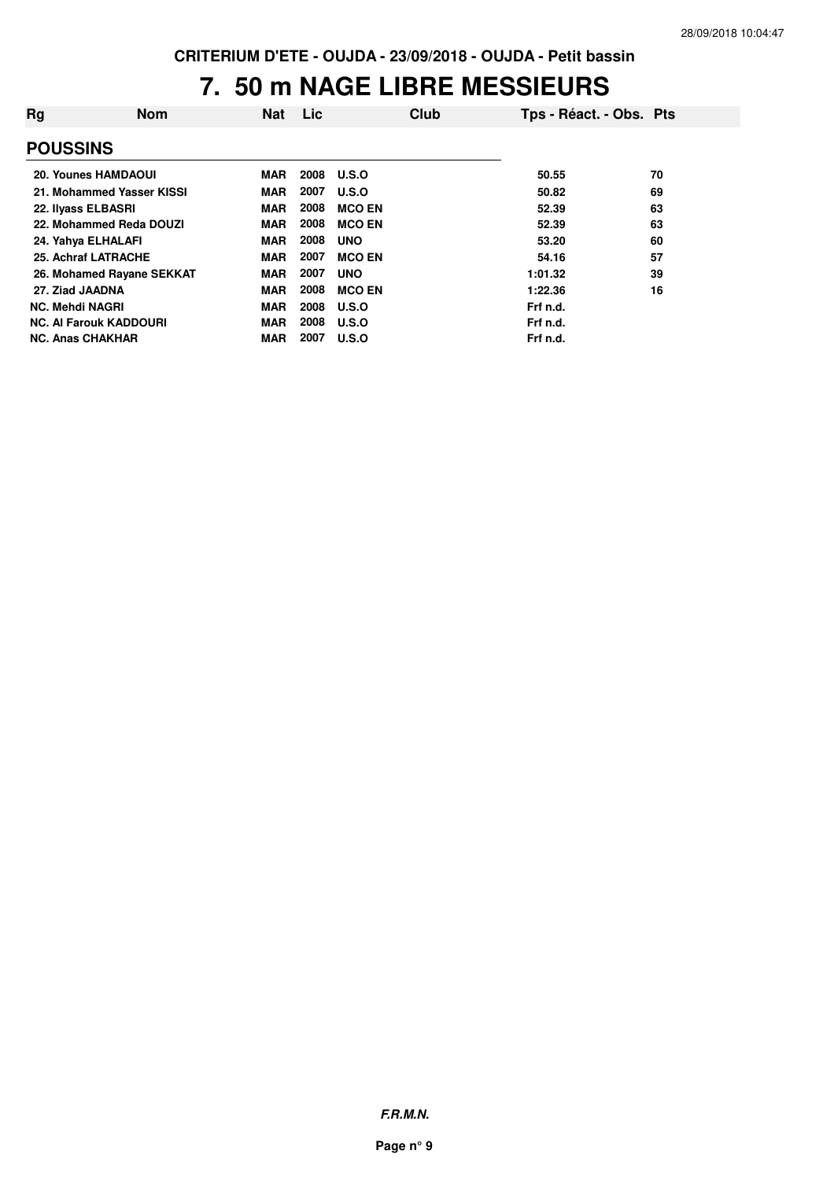CRITERIUM D'ETE - OUJDA - 23/09/2018 - OUJDA - Petit bassin

# 7. 50 m NAGE LIBRE MESSIEURS

| Rg | Nom | Nat | Lic | Club | Tps - Réact. - Obs. | Pts |
|---|---|---|---|---|---|---|
| **POUSSINS** | | | | | | |
| 20. | Younes HAMDAOUI | MAR | 2008 | U.S.O | 50.55 | 70 |
| 21. | Mohammed Yasser KISSI | MAR | 2007 | U.S.O | 50.82 | 69 |
| 22. | Ilyass ELBASRI | MAR | 2008 | MCO EN | 52.39 | 63 |
| 22. | Mohammed Reda DOUZI | MAR | 2008 | MCO EN | 52.39 | 63 |
| 24. | Yahya ELHALAFI | MAR | 2008 | UNO | 53.20 | 60 |
| 25. | Achraf LATRACHE | MAR | 2007 | MCO EN | 54.16 | 57 |
| 26. | Mohamed Rayane SEKKAT | MAR | 2007 | UNO | 1:01.32 | 39 |
| 27. | Ziad JAADNA | MAR | 2008 | MCO EN | 1:22.36 | 16 |
| NC. | Mehdi NAGRI | MAR | 2008 | U.S.O | Frf n.d. | |
| NC. | Al Farouk KADDOURI | MAR | 2008 | U.S.O | Frf n.d. | |
| NC. | Anas CHAKHAR | MAR | 2007 | U.S.O | Frf n.d. | |

*F.R.M.N.*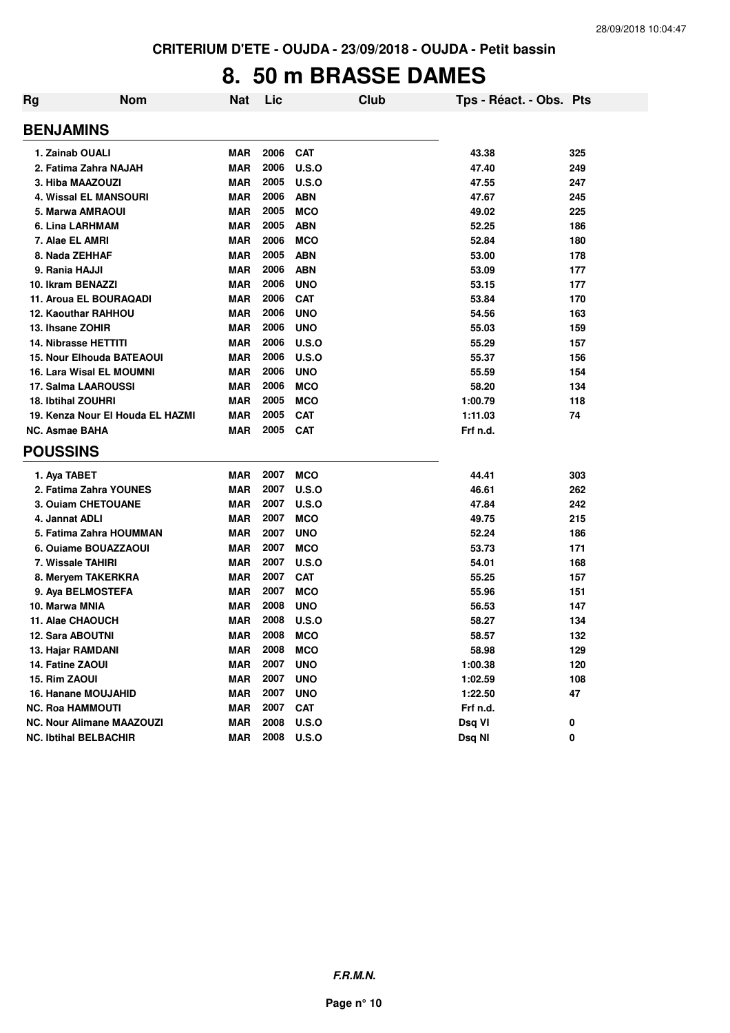CRITERIUM D'ETE - OUJDA - 23/09/2018 - OUJDA - Petit bassin

# 8. 50 m BRASSE DAMES

| Rg | Nom | Nat | Lic | Club | Tps - Réact. - Obs. | Pts |
|---|---|---|---|---|---|---|
| **BENJAMINS** | | | | | | |
| 1. Zainab OUALI | | MAR | 2006 | CAT | 43.38 | 325 |
| 2. Fatima Zahra NAJAH | | MAR | 2006 | U.S.O | 47.40 | 249 |
| 3. Hiba MAAZOUZI | | MAR | 2005 | U.S.O | 47.55 | 247 |
| 4. Wissal EL MANSOURI | | MAR | 2006 | ABN | 47.67 | 245 |
| 5. Marwa AMRAOUI | | MAR | 2005 | MCO | 49.02 | 225 |
| 6. Lina LARHMAM | | MAR | 2005 | ABN | 52.25 | 186 |
| 7. Alae EL AMRI | | MAR | 2006 | MCO | 52.84 | 180 |
| 8. Nada ZEHHAF | | MAR | 2005 | ABN | 53.00 | 178 |
| 9. Rania HAJJI | | MAR | 2006 | ABN | 53.09 | 177 |
| 10. Ikram BENAZZI | | MAR | 2006 | UNO | 53.15 | 177 |
| 11. Aroua EL BOURAQADI | | MAR | 2006 | CAT | 53.84 | 170 |
| 12. Kaouthar RAHHOU | | MAR | 2006 | UNO | 54.56 | 163 |
| 13. Ihsane ZOHIR | | MAR | 2006 | UNO | 55.03 | 159 |
| 14. Nibrasse HETTITI | | MAR | 2006 | U.S.O | 55.29 | 157 |
| 15. Nour Elhouda BATEAOUI | | MAR | 2006 | U.S.O | 55.37 | 156 |
| 16. Lara Wisal EL MOUMNI | | MAR | 2006 | UNO | 55.59 | 154 |
| 17. Salma LAAROUSSI | | MAR | 2006 | MCO | 58.20 | 134 |
| 18. Ibtihal ZOUHRI | | MAR | 2005 | MCO | 1:00.79 | 118 |
| 19. Kenza Nour El Houda EL HAZMI | | MAR | 2005 | CAT | 1:11.03 | 74 |
| NC. Asmae BAHA | | MAR | 2005 | CAT | Frf n.d. | |
| **POUSSINS** | | | | | | |
| 1. Aya TABET | | MAR | 2007 | MCO | 44.41 | 303 |
| 2. Fatima Zahra YOUNES | | MAR | 2007 | U.S.O | 46.61 | 262 |
| 3. Ouiam CHETOUANE | | MAR | 2007 | U.S.O | 47.84 | 242 |
| 4. Jannat ADLI | | MAR | 2007 | MCO | 49.75 | 215 |
| 5. Fatima Zahra HOUMMAN | | MAR | 2007 | UNO | 52.24 | 186 |
| 6. Ouiame BOUAZZAOUI | | MAR | 2007 | MCO | 53.73 | 171 |
| 7. Wissale TAHIRI | | MAR | 2007 | U.S.O | 54.01 | 168 |
| 8. Meryem TAKERKRA | | MAR | 2007 | CAT | 55.25 | 157 |
| 9. Aya BELMOSTEFA | | MAR | 2007 | MCO | 55.96 | 151 |
| 10. Marwa MNIA | | MAR | 2008 | UNO | 56.53 | 147 |
| 11. Alae CHAOUCH | | MAR | 2008 | U.S.O | 58.27 | 134 |
| 12. Sara ABOUTNI | | MAR | 2008 | MCO | 58.57 | 132 |
| 13. Hajar RAMDANI | | MAR | 2008 | MCO | 58.98 | 129 |
| 14. Fatine ZAOUI | | MAR | 2007 | UNO | 1:00.38 | 120 |
| 15. Rim ZAOUI | | MAR | 2007 | UNO | 1:02.59 | 108 |
| 16. Hanane MOUJAHID | | MAR | 2007 | UNO | 1:22.50 | 47 |
| NC. Roa HAMMOUTI | | MAR | 2007 | CAT | Frf n.d. | |
| NC. Nour Alimane MAAZOUZI | | MAR | 2008 | U.S.O | Dsq VI | 0 |
| NC. Ibtihal BELBACHIR | | MAR | 2008 | U.S.O | Dsq NI | 0 |

**F.R.M.N.**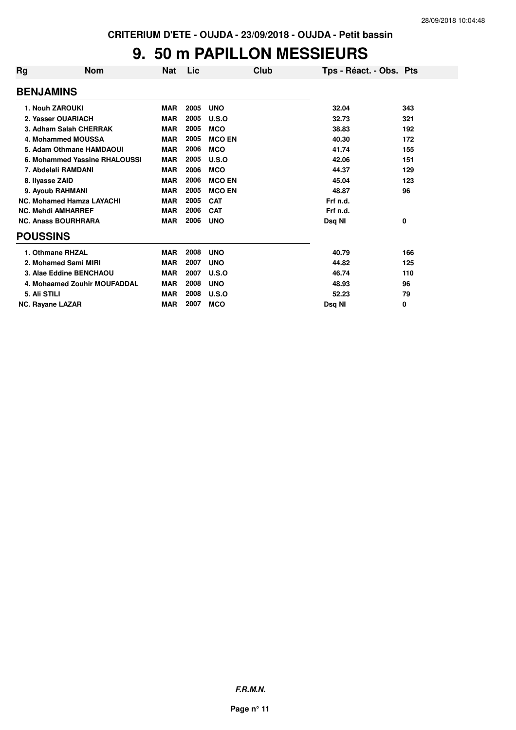**CRITERIUM D'ETE - OUJDA - 23/09/2018 - OUJDA - Petit bassin**

# 9. 50 m PAPILLON MESSIEURS

| Rg | Nom | Nat | Lic | Club | Tps - Réact. - Obs. | Pts |
|---|---|---|---|---|---|---|
| **BENJAMINS** | | | | | | |
| 1. | Nouh ZAROUKI | MAR | 2005 | UNO | 32.04 | 343 |
| 2. | Yasser OUARIACH | MAR | 2005 | U.S.O | 32.73 | 321 |
| 3. | Adham Salah CHERRAK | MAR | 2005 | MCO | 38.83 | 192 |
| 4. | Mohammed MOUSSA | MAR | 2005 | MCO EN | 40.30 | 172 |
| 5. | Adam Othmane HAMDAOUI | MAR | 2006 | MCO | 41.74 | 155 |
| 6. | Mohammed Yassine RHALOUSSI | MAR | 2005 | U.S.O | 42.06 | 151 |
| 7. | Abdelali RAMDANI | MAR | 2006 | MCO | 44.37 | 129 |
| 8. | Ilyasse ZAID | MAR | 2006 | MCO EN | 45.04 | 123 |
| 9. | Ayoub RAHMANI | MAR | 2005 | MCO EN | 48.87 | 96 |
| NC. | Mohamed Hamza LAYACHI | MAR | 2005 | CAT | Frf n.d. | |
| NC. | Mehdi AMHARREF | MAR | 2006 | CAT | Frf n.d. | |
| NC. | Anass BOURHRARA | MAR | 2006 | UNO | Dsq NI | 0 |
| **POUSSINS** | | | | | | |
| 1. | Othmane RHZAL | MAR | 2008 | UNO | 40.79 | 166 |
| 2. | Mohamed Sami MIRI | MAR | 2007 | UNO | 44.82 | 125 |
| 3. | Alae Eddine BENCHAOU | MAR | 2007 | U.S.O | 46.74 | 110 |
| 4. | Mohaamed Zouhir MOUFADDAL | MAR | 2008 | UNO | 48.93 | 96 |
| 5. | Ali STILI | MAR | 2008 | U.S.O | 52.23 | 79 |
| NC. | Rayane LAZAR | MAR | 2007 | MCO | Dsq NI | 0 |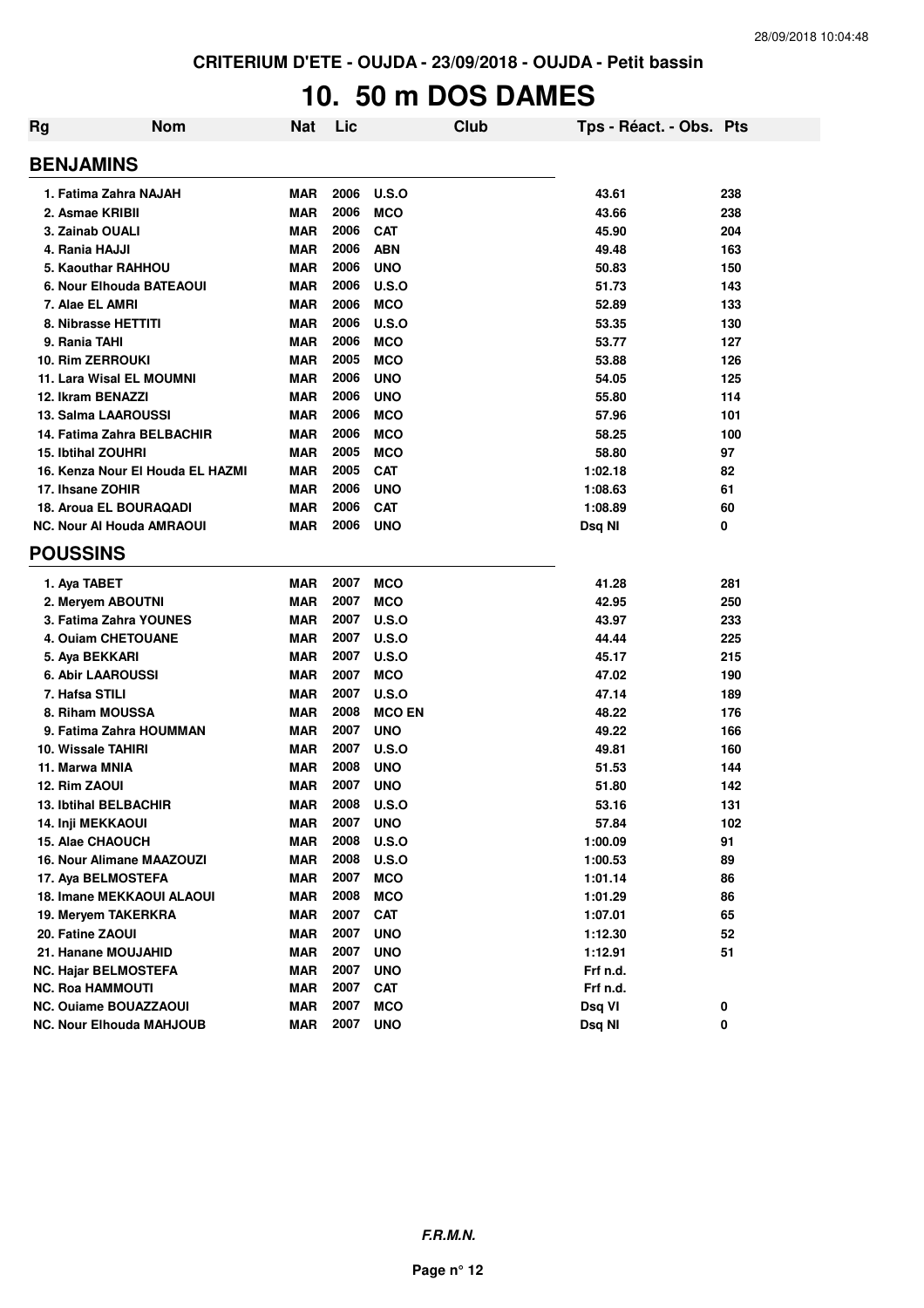CRITERIUM D'ETE - OUJDA - 23/09/2018 - OUJDA - Petit bassin

# 10. 50 m DOS DAMES

| Rg | Nom | Nat | Lic | Club | Tps - Réact. - Obs. | Pts |
|---|---|---|---|---|---|---|
| **BENJAMINS** | | | | | | |
| 1. | Fatima Zahra NAJAH | MAR | 2006 | U.S.O | 43.61 | 238 |
| 2. | Asmae KRIBII | MAR | 2006 | MCO | 43.66 | 238 |
| 3. | Zainab OUALI | MAR | 2006 | CAT | 45.90 | 204 |
| 4. | Rania HAJJI | MAR | 2006 | ABN | 49.48 | 163 |
| 5. | Kaouthar RAHHOU | MAR | 2006 | UNO | 50.83 | 150 |
| 6. | Nour Elhouda BATEAOUI | MAR | 2006 | U.S.O | 51.73 | 143 |
| 7. | Alae EL AMRI | MAR | 2006 | MCO | 52.89 | 133 |
| 8. | Nibrasse HETTITI | MAR | 2006 | U.S.O | 53.35 | 130 |
| 9. | Rania TAHI | MAR | 2006 | MCO | 53.77 | 127 |
| 10. | Rim ZERROUKI | MAR | 2005 | MCO | 53.88 | 126 |
| 11. | Lara Wisal EL MOUMNI | MAR | 2006 | UNO | 54.05 | 125 |
| 12. | Ikram BENAZZI | MAR | 2006 | UNO | 55.80 | 114 |
| 13. | Salma LAAROUSSI | MAR | 2006 | MCO | 57.96 | 101 |
| 14. | Fatima Zahra BELBACHIR | MAR | 2006 | MCO | 58.25 | 100 |
| 15. | Ibtihal ZOUHRI | MAR | 2005 | MCO | 58.80 | 97 |
| 16. | Kenza Nour El Houda EL HAZMI | MAR | 2005 | CAT | 1:02.18 | 82 |
| 17. | Ihsane ZOHIR | MAR | 2006 | UNO | 1:08.63 | 61 |
| 18. | Aroua EL BOURAQADI | MAR | 2006 | CAT | 1:08.89 | 60 |
| NC. | Nour Al Houda AMRAOUI | MAR | 2006 | UNO | Dsq NI | 0 |
| **POUSSINS** | | | | | | |
| 1. | Aya TABET | MAR | 2007 | MCO | 41.28 | 281 |
| 2. | Meryem ABOUTNI | MAR | 2007 | MCO | 42.95 | 250 |
| 3. | Fatima Zahra YOUNES | MAR | 2007 | U.S.O | 43.97 | 233 |
| 4. | Ouiam CHETOUANE | MAR | 2007 | U.S.O | 44.44 | 225 |
| 5. | Aya BEKKARI | MAR | 2007 | U.S.O | 45.17 | 215 |
| 6. | Abir LAAROUSSI | MAR | 2007 | MCO | 47.02 | 190 |
| 7. | Hafsa STILI | MAR | 2007 | U.S.O | 47.14 | 189 |
| 8. | Riham MOUSSA | MAR | 2008 | MCO EN | 48.22 | 176 |
| 9. | Fatima Zahra HOUMMAN | MAR | 2007 | UNO | 49.22 | 166 |
| 10. | Wissale TAHIRI | MAR | 2007 | U.S.O | 49.81 | 160 |
| 11. | Marwa MNIA | MAR | 2008 | UNO | 51.53 | 144 |
| 12. | Rim ZAOUI | MAR | 2007 | UNO | 51.80 | 142 |
| 13. | Ibtihal BELBACHIR | MAR | 2008 | U.S.O | 53.16 | 131 |
| 14. | Inji MEKKAOUI | MAR | 2007 | UNO | 57.84 | 102 |
| 15. | Alae CHAOUCH | MAR | 2008 | U.S.O | 1:00.09 | 91 |
| 16. | Nour Alimane MAAZOUZI | MAR | 2008 | U.S.O | 1:00.53 | 89 |
| 17. | Aya BELMOSTEFA | MAR | 2007 | MCO | 1:01.14 | 86 |
| 18. | Imane MEKKAOUI ALAOUI | MAR | 2008 | MCO | 1:01.29 | 86 |
| 19. | Meryem TAKERKRA | MAR | 2007 | CAT | 1:07.01 | 65 |
| 20. | Fatine ZAOUI | MAR | 2007 | UNO | 1:12.30 | 52 |
| 21. | Hanane MOUJAHID | MAR | 2007 | UNO | 1:12.91 | 51 |
| NC. | Hajar BELMOSTEFA | MAR | 2007 | UNO | Frf n.d. | |
| NC. | Roa HAMMOUTI | MAR | 2007 | CAT | Frf n.d. | |
| NC. | Ouiame BOUAZZAOUI | MAR | 2007 | MCO | Dsq VI | 0 |
| NC. | Nour Elhouda MAHJOUB | MAR | 2007 | UNO | Dsq NI | 0 |

*F.R.M.N.*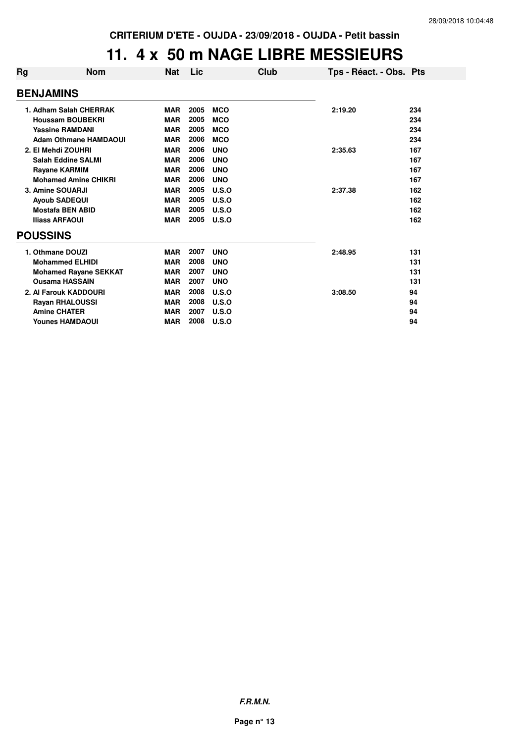CRITERIUM D'ETE - OUJDA - 23/09/2018 - OUJDA - Petit bassin

# 11. 4 x 50 m NAGE LIBRE MESSIEURS

| Rg | Nom | Nat | Lic | Club | Tps - Réact. - Obs. | Pts |
|---|---|---|---|---|---|---|
| **BENJAMINS** | | | | | | |
| 1. | Adham Salah CHERRAK | MAR | 2005 | MCO | 2:19.20 | 234 |
| | Houssam BOUBEKRI | MAR | 2005 | MCO | | 234 |
| | Yassine RAMDANI | MAR | 2005 | MCO | | 234 |
| | Adam Othmane HAMDAOUI | MAR | 2006 | MCO | | 234 |
| 2. | El Mehdi ZOUHRI | MAR | 2006 | UNO | 2:35.63 | 167 |
| | Salah Eddine SALMI | MAR | 2006 | UNO | | 167 |
| | Rayane KARMIM | MAR | 2006 | UNO | | 167 |
| | Mohamed Amine CHIKRI | MAR | 2006 | UNO | | 167 |
| 3. | Amine SOUARJI | MAR | 2005 | U.S.O | 2:37.38 | 162 |
| | Ayoub SADEQUI | MAR | 2005 | U.S.O | | 162 |
| | Mostafa BEN ABID | MAR | 2005 | U.S.O | | 162 |
| | Iliass ARFAOUI | MAR | 2005 | U.S.O | | 162 |
| **POUSSINS** | | | | | | |
| 1. | Othmane DOUZI | MAR | 2007 | UNO | 2:48.95 | 131 |
| | Mohammed ELHIDI | MAR | 2008 | UNO | | 131 |
| | Mohamed Rayane SEKKAT | MAR | 2007 | UNO | | 131 |
| | Ousama HASSAIN | MAR | 2007 | UNO | | 131 |
| 2. | Al Farouk KADDOURI | MAR | 2008 | U.S.O | 3:08.50 | 94 |
| | Rayan RHALOUSSI | MAR | 2008 | U.S.O | | 94 |
| | Amine CHATER | MAR | 2007 | U.S.O | | 94 |
| | Younes HAMDAOUI | MAR | 2008 | U.S.O | | 94 |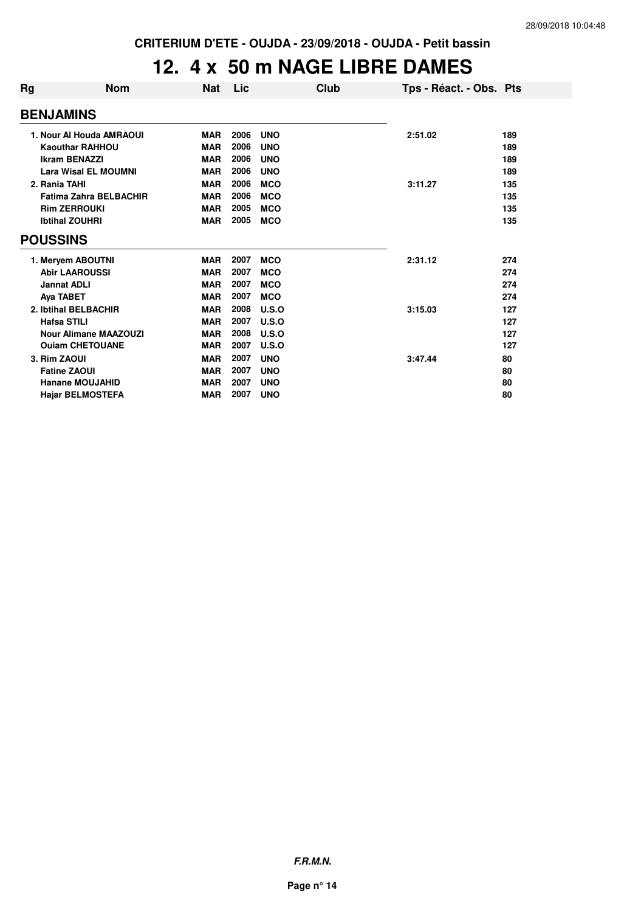CRITERIUM D'ETE - OUJDA - 23/09/2018 - OUJDA - Petit bassin

# 12. 4 x 50 m NAGE LIBRE DAMES

| Rg | Nom | Nat | Lic | Club | Tps - Réact. - Obs. | Pts |
|---|---|---|---|---|---|---|
| **BENJAMINS** | | | | | | |
| 1. | Nour Al Houda AMRAOUI | MAR | 2006 | UNO | 2:51.02 | 189 |
| | Kaouthar RAHHOU | MAR | 2006 | UNO | | 189 |
| | Ikram BENAZZI | MAR | 2006 | UNO | | 189 |
| | Lara Wisal EL MOUMNI | MAR | 2006 | UNO | | 189 |
| 2. | Rania TAHI | MAR | 2006 | MCO | 3:11.27 | 135 |
| | Fatima Zahra BELBACHIR | MAR | 2006 | MCO | | 135 |
| | Rim ZERROUKI | MAR | 2005 | MCO | | 135 |
| | Ibtihal ZOUHRI | MAR | 2005 | MCO | | 135 |
| **POUSSINS** | | | | | | |
| 1. | Meryem ABOUTNI | MAR | 2007 | MCO | 2:31.12 | 274 |
| | Abir LAAROUSSI | MAR | 2007 | MCO | | 274 |
| | Jannat ADLI | MAR | 2007 | MCO | | 274 |
| | Aya TABET | MAR | 2007 | MCO | | 274 |
| 2. | Ibtihal BELBACHIR | MAR | 2008 | U.S.O | 3:15.03 | 127 |
| | Hafsa STILI | MAR | 2007 | U.S.O | | 127 |
| | Nour Alimane MAAZOUZI | MAR | 2008 | U.S.O | | 127 |
| | Ouiam CHETOUANE | MAR | 2007 | U.S.O | | 127 |
| 3. | Rim ZAOUI | MAR | 2007 | UNO | 3:47.44 | 80 |
| | Fatine ZAOUI | MAR | 2007 | UNO | | 80 |
| | Hanane MOUJAHID | MAR | 2007 | UNO | | 80 |
| | Hajar BELMOSTEFA | MAR | 2007 | UNO | | 80 |